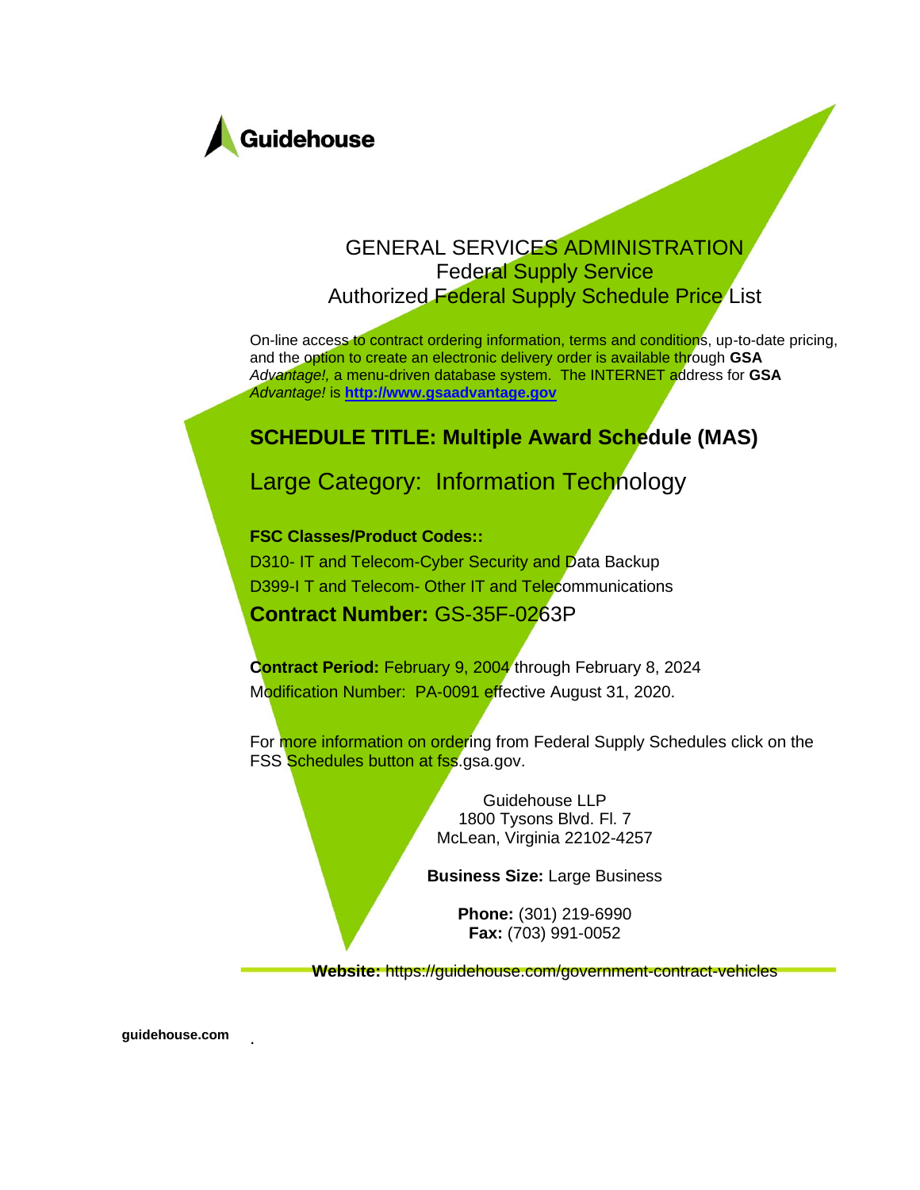Guidehouse

GENERAL SERVICES ADMINISTRATION
Federal Supply Service
Authorized Federal Supply Schedule Price List

On-line access to contract ordering information, terms and conditions, up-to-date pricing, and the option to create an electronic delivery order is available through **GSA** *Advantage!*, a menu-driven database system. The INTERNET address for **GSA** *Advantage!* is **http://www.gsaadvantage.gov**

## SCHEDULE TITLE: Multiple Award Schedule (MAS)

## Large Category: Information Technology

**FSC Classes/Product Codes::**

D310- IT and Telecom-Cyber Security and Data Backup

D399-I T and Telecom- Other IT and Telecommunications

**Contract Number:** GS-35F-0263P

**Contract Period:** February 9, 2004 through February 8, 2024

Modification Number: PA-0091 effective August 31, 2020.

For more information on ordering from Federal Supply Schedules click on the FSS Schedules button at fss.gsa.gov.

Guidehouse LLP
1800 Tysons Blvd. Fl. 7
McLean, Virginia 22102-4257

**Business Size:** Large Business

**Phone:** (301) 219-6990
**Fax:** (703) 991-0052

**Website:** https://guidehouse.com/government-contract-vehicles

guidehouse.com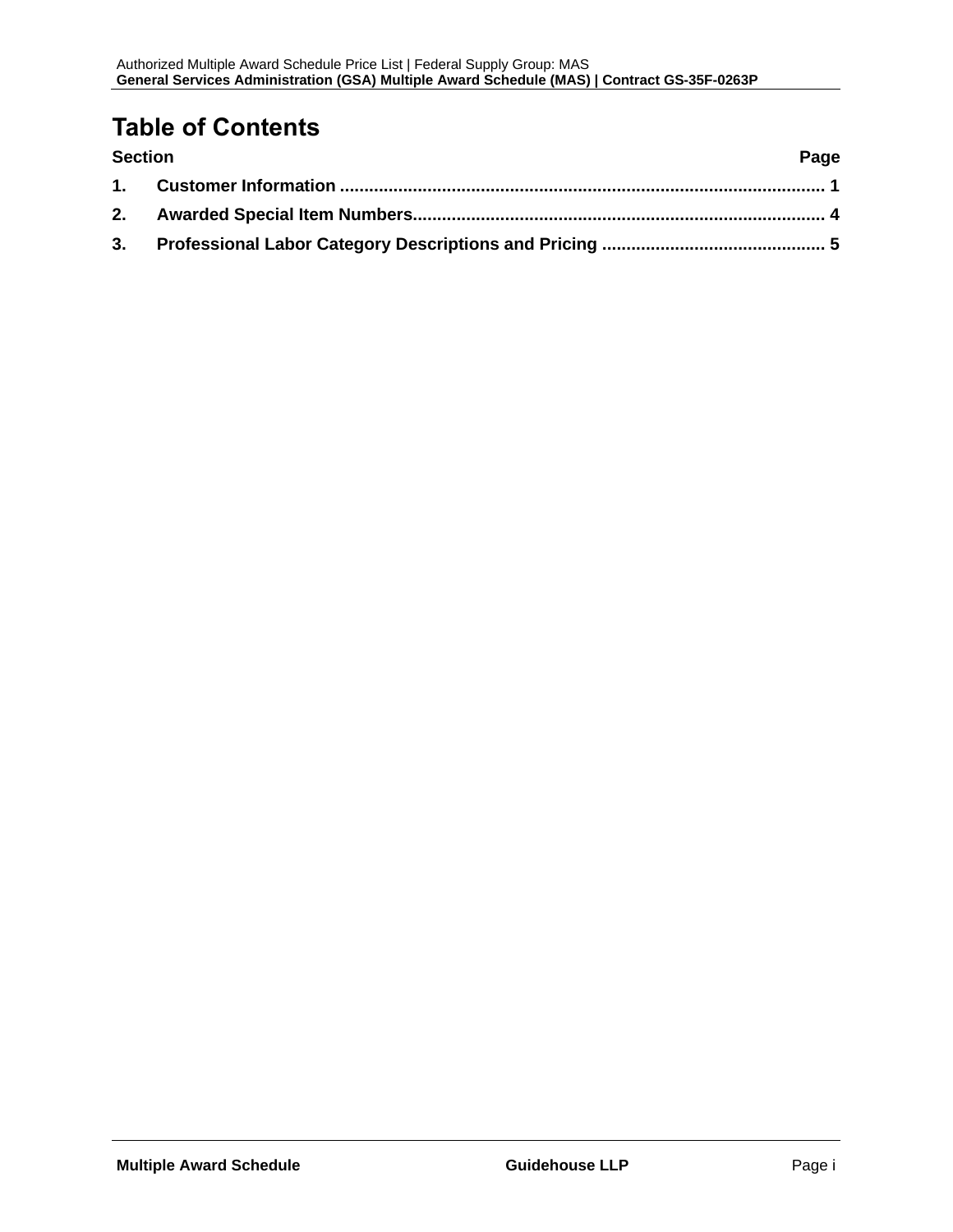# Table of Contents

| Section | Page |
|---|---|
| **1. Customer Information** | **1** |
| **2. Awarded Special Item Numbers** | **4** |
| **3. Professional Labor Category Descriptions and Pricing** | **5** |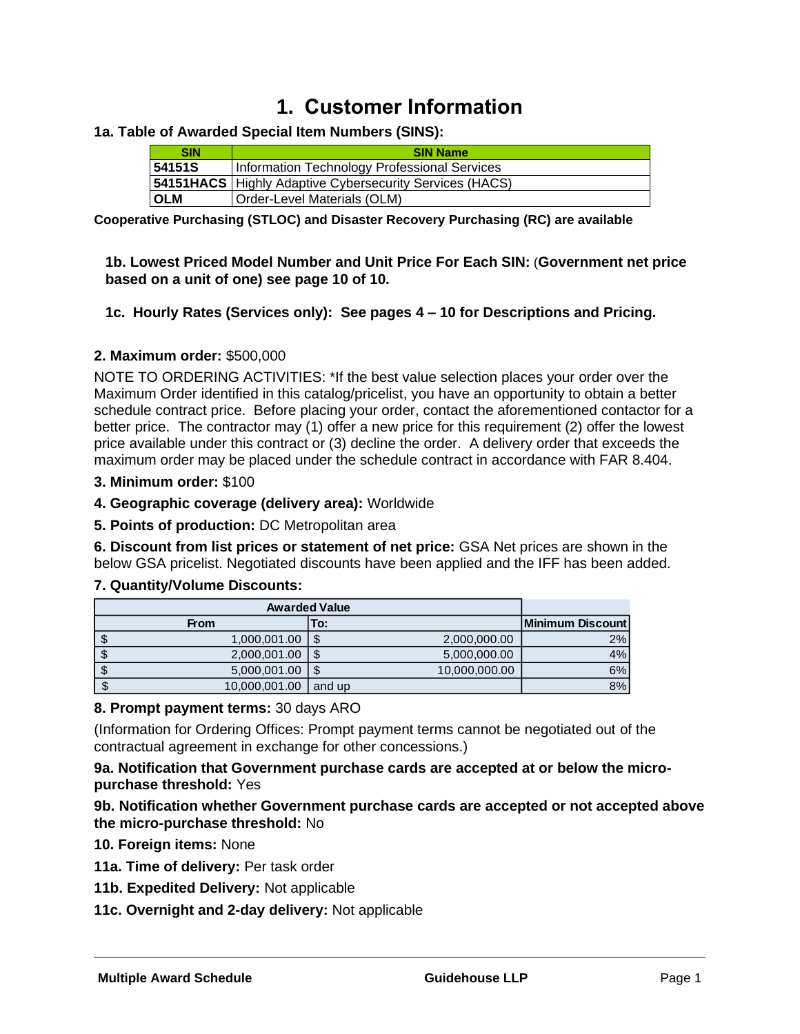# 1. Customer Information

**1a. Table of Awarded Special Item Numbers (SINS):**

| SIN | SIN Name |
|---|---|
| **54151S** | Information Technology Professional Services |
| **54151HACS** | Highly Adaptive Cybersecurity Services (HACS) |
| **OLM** | Order-Level Materials (OLM) |

**Cooperative Purchasing (STLOC) and Disaster Recovery Purchasing (RC) are available**

**1b. Lowest Priced Model Number and Unit Price For Each SIN:** (**Government net price based on a unit of one) see page 10 of 10.**

**1c. Hourly Rates (Services only): See pages 4 – 10 for Descriptions and Pricing.**

**2. Maximum order:** $500,000

NOTE TO ORDERING ACTIVITIES: *If the best value selection places your order over the Maximum Order identified in this catalog/pricelist, you have an opportunity to obtain a better schedule contract price. Before placing your order, contact the aforementioned contactor for a better price. The contractor may (1) offer a new price for this requirement (2) offer the lowest price available under this contract or (3) decline the order. A delivery order that exceeds the maximum order may be placed under the schedule contract in accordance with FAR 8.404.

**3. Minimum order:** $100

**4. Geographic coverage (delivery area):** Worldwide

**5. Points of production:** DC Metropolitan area

**6. Discount from list prices or statement of net price:** GSA Net prices are shown in the below GSA pricelist. Negotiated discounts have been applied and the IFF has been added.

**7. Quantity/Volume Discounts:**

| Awarded Value | | |
|---|---|---|
| **From** | **To:** | **Minimum Discount** |
| $ 1,000,001.00 | $ 2,000,000.00 | 2% |
| $ 2,000,001.00 | $ 5,000,000.00 | 4% |
| $ 5,000,001.00 | $ 10,000,000.00 | 6% |
| $ 10,000,001.00 | and up | 8% |

**8. Prompt payment terms:** 30 days ARO

(Information for Ordering Offices: Prompt payment terms cannot be negotiated out of the contractual agreement in exchange for other concessions.)

**9a. Notification that Government purchase cards are accepted at or below the micro-purchase threshold:** Yes

**9b. Notification whether Government purchase cards are accepted or not accepted above the micro-purchase threshold:** No

**10. Foreign items:** None

**11a. Time of delivery:** Per task order

**11b. Expedited Delivery:** Not applicable

**11c. Overnight and 2-day delivery:** Not applicable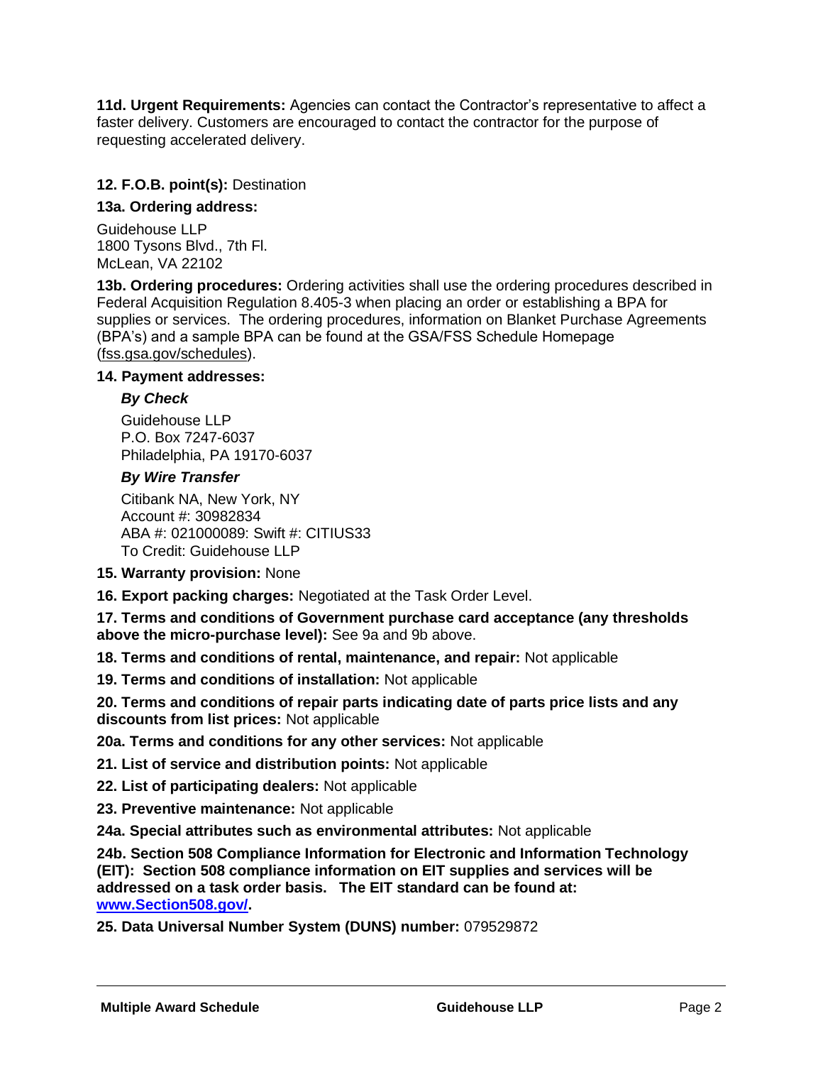**11d. Urgent Requirements:** Agencies can contact the Contractor's representative to affect a faster delivery. Customers are encouraged to contact the contractor for the purpose of requesting accelerated delivery.

**12. F.O.B. point(s):** Destination

**13a. Ordering address:**

Guidehouse LLP
1800 Tysons Blvd., 7th Fl.
McLean, VA 22102

**13b. Ordering procedures:** Ordering activities shall use the ordering procedures described in Federal Acquisition Regulation 8.405-3 when placing an order or establishing a BPA for supplies or services. The ordering procedures, information on Blanket Purchase Agreements (BPA's) and a sample BPA can be found at the GSA/FSS Schedule Homepage (fss.gsa.gov/schedules).

**14. Payment addresses:**

***By Check***

Guidehouse LLP
P.O. Box 7247-6037
Philadelphia, PA 19170-6037

***By Wire Transfer***

Citibank NA, New York, NY
Account #: 30982834
ABA #: 021000089: Swift #: CITIUS33
To Credit: Guidehouse LLP

**15. Warranty provision:** None

**16. Export packing charges:** Negotiated at the Task Order Level.

**17. Terms and conditions of Government purchase card acceptance (any thresholds above the micro-purchase level):** See 9a and 9b above.

**18. Terms and conditions of rental, maintenance, and repair:** Not applicable

**19. Terms and conditions of installation:** Not applicable

**20. Terms and conditions of repair parts indicating date of parts price lists and any discounts from list prices:** Not applicable

**20a. Terms and conditions for any other services:** Not applicable

**21. List of service and distribution points:** Not applicable

**22. List of participating dealers:** Not applicable

**23. Preventive maintenance:** Not applicable

**24a. Special attributes such as environmental attributes:** Not applicable

**24b. Section 508 Compliance Information for Electronic and Information Technology (EIT): Section 508 compliance information on EIT supplies and services will be addressed on a task order basis. The EIT standard can be found at: [www.Section508.gov/](www.Section508.gov/).**

**25. Data Universal Number System (DUNS) number:** 079529872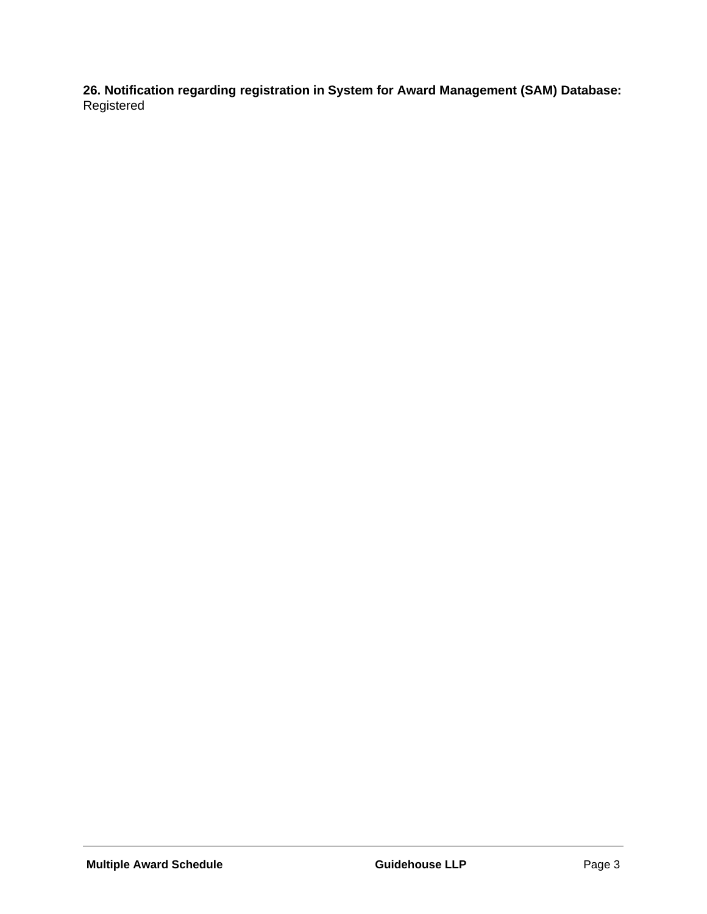**26. Notification regarding registration in System for Award Management (SAM) Database:**
Registered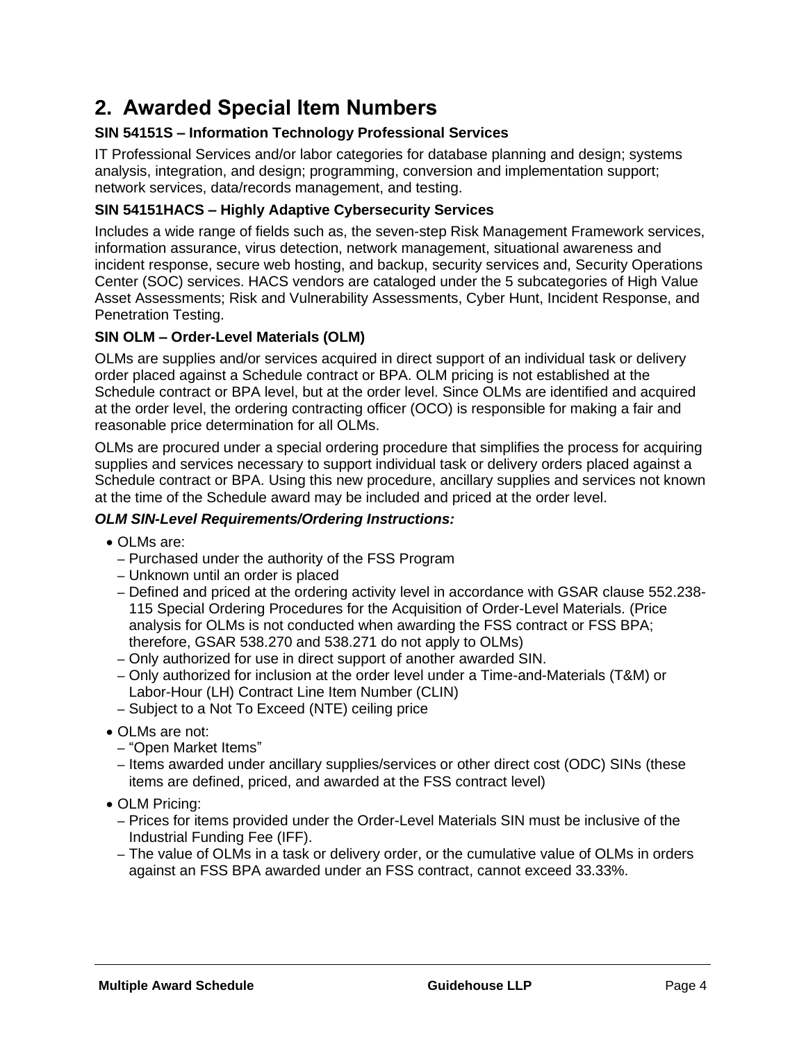## 2. Awarded Special Item Numbers

### SIN 54151S – Information Technology Professional Services

IT Professional Services and/or labor categories for database planning and design; systems analysis, integration, and design; programming, conversion and implementation support; network services, data/records management, and testing.

### SIN 54151HACS – Highly Adaptive Cybersecurity Services

Includes a wide range of fields such as, the seven-step Risk Management Framework services, information assurance, virus detection, network management, situational awareness and incident response, secure web hosting, and backup, security services and, Security Operations Center (SOC) services. HACS vendors are cataloged under the 5 subcategories of High Value Asset Assessments; Risk and Vulnerability Assessments, Cyber Hunt, Incident Response, and Penetration Testing.

### SIN OLM – Order-Level Materials (OLM)

OLMs are supplies and/or services acquired in direct support of an individual task or delivery order placed against a Schedule contract or BPA. OLM pricing is not established at the Schedule contract or BPA level, but at the order level. Since OLMs are identified and acquired at the order level, the ordering contracting officer (OCO) is responsible for making a fair and reasonable price determination for all OLMs.

OLMs are procured under a special ordering procedure that simplifies the process for acquiring supplies and services necessary to support individual task or delivery orders placed against a Schedule contract or BPA. Using this new procedure, ancillary supplies and services not known at the time of the Schedule award may be included and priced at the order level.

***OLM SIN-Level Requirements/Ordering Instructions:***

- OLMs are:
  - Purchased under the authority of the FSS Program
  - Unknown until an order is placed
  - Defined and priced at the ordering activity level in accordance with GSAR clause 552.238-115 Special Ordering Procedures for the Acquisition of Order-Level Materials. (Price analysis for OLMs is not conducted when awarding the FSS contract or FSS BPA; therefore, GSAR 538.270 and 538.271 do not apply to OLMs)
  - Only authorized for use in direct support of another awarded SIN.
  - Only authorized for inclusion at the order level under a Time-and-Materials (T&M) or Labor-Hour (LH) Contract Line Item Number (CLIN)
  - Subject to a Not To Exceed (NTE) ceiling price
- OLMs are not:
  - "Open Market Items"
  - Items awarded under ancillary supplies/services or other direct cost (ODC) SINs (these items are defined, priced, and awarded at the FSS contract level)
- OLM Pricing:
  - Prices for items provided under the Order-Level Materials SIN must be inclusive of the Industrial Funding Fee (IFF).
  - The value of OLMs in a task or delivery order, or the cumulative value of OLMs in orders against an FSS BPA awarded under an FSS contract, cannot exceed 33.33%.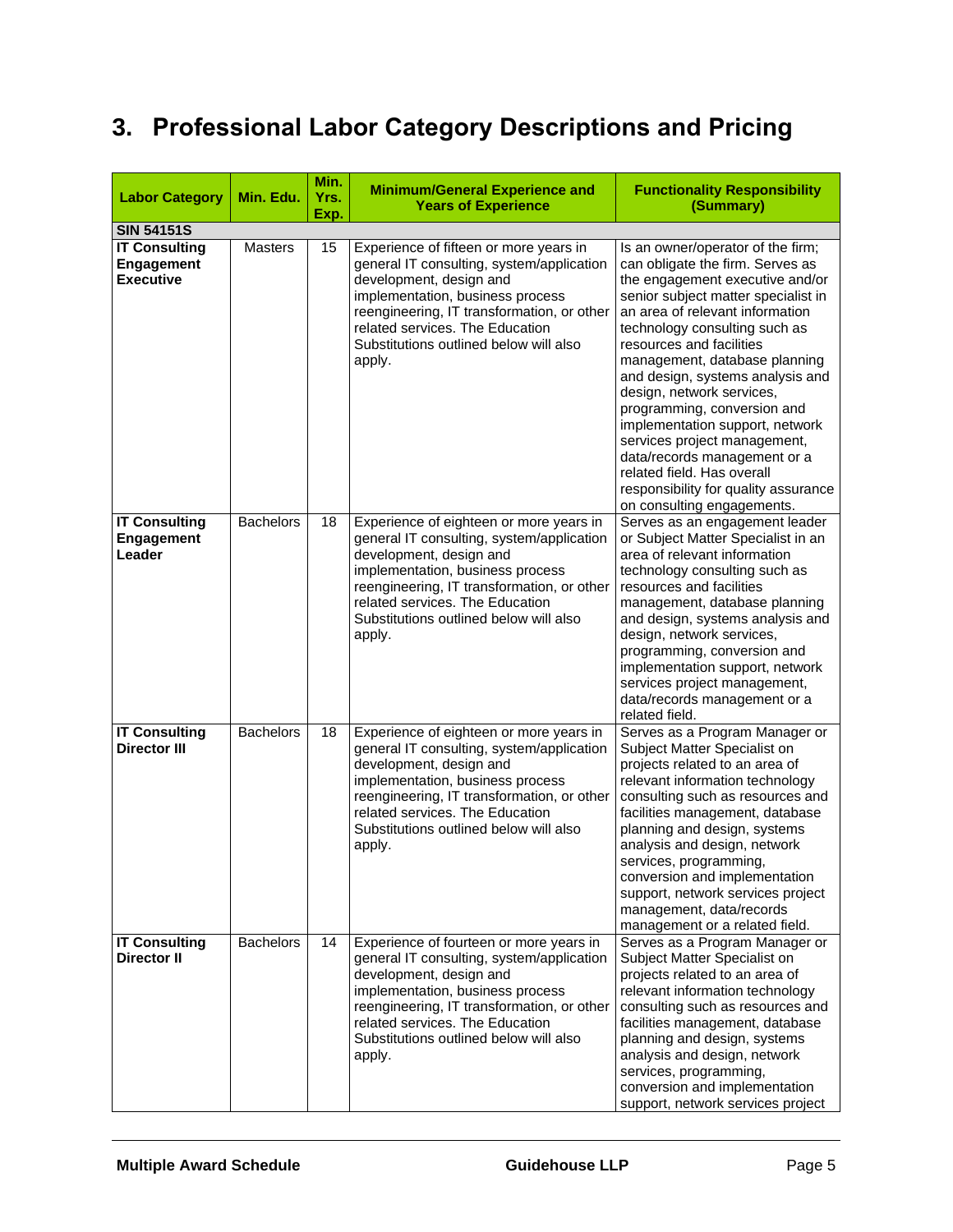# 3. Professional Labor Category Descriptions and Pricing

| Labor Category | Min. Edu. | Min. Yrs. Exp. | Minimum/General Experience and Years of Experience | Functionality Responsibility (Summary) |
|---|---|---|---|---|
| **SIN 54151S** | | | | |
| **IT Consulting Engagement Executive** | Masters | 15 | Experience of fifteen or more years in general IT consulting, system/application development, design and implementation, business process reengineering, IT transformation, or other related services. The Education Substitutions outlined below will also apply. | Is an owner/operator of the firm; can obligate the firm. Serves as the engagement executive and/or senior subject matter specialist in an area of relevant information technology consulting such as resources and facilities management, database planning and design, systems analysis and design, network services, programming, conversion and implementation support, network services project management, data/records management or a related field. Has overall responsibility for quality assurance on consulting engagements. |
| **IT Consulting Engagement Leader** | Bachelors | 18 | Experience of eighteen or more years in general IT consulting, system/application development, design and implementation, business process reengineering, IT transformation, or other related services. The Education Substitutions outlined below will also apply. | Serves as an engagement leader or Subject Matter Specialist in an area of relevant information technology consulting such as resources and facilities management, database planning and design, systems analysis and design, network services, programming, conversion and implementation support, network services project management, data/records management or a related field. |
| **IT Consulting Director III** | Bachelors | 18 | Experience of eighteen or more years in general IT consulting, system/application development, design and implementation, business process reengineering, IT transformation, or other related services. The Education Substitutions outlined below will also apply. | Serves as a Program Manager or Subject Matter Specialist on projects related to an area of relevant information technology consulting such as resources and facilities management, database planning and design, systems analysis and design, network services, programming, conversion and implementation support, network services project management, data/records management or a related field. |
| **IT Consulting Director II** | Bachelors | 14 | Experience of fourteen or more years in general IT consulting, system/application development, design and implementation, business process reengineering, IT transformation, or other related services. The Education Substitutions outlined below will also apply. | Serves as a Program Manager or Subject Matter Specialist on projects related to an area of relevant information technology consulting such as resources and facilities management, database planning and design, systems analysis and design, network services, programming, conversion and implementation support, network services project |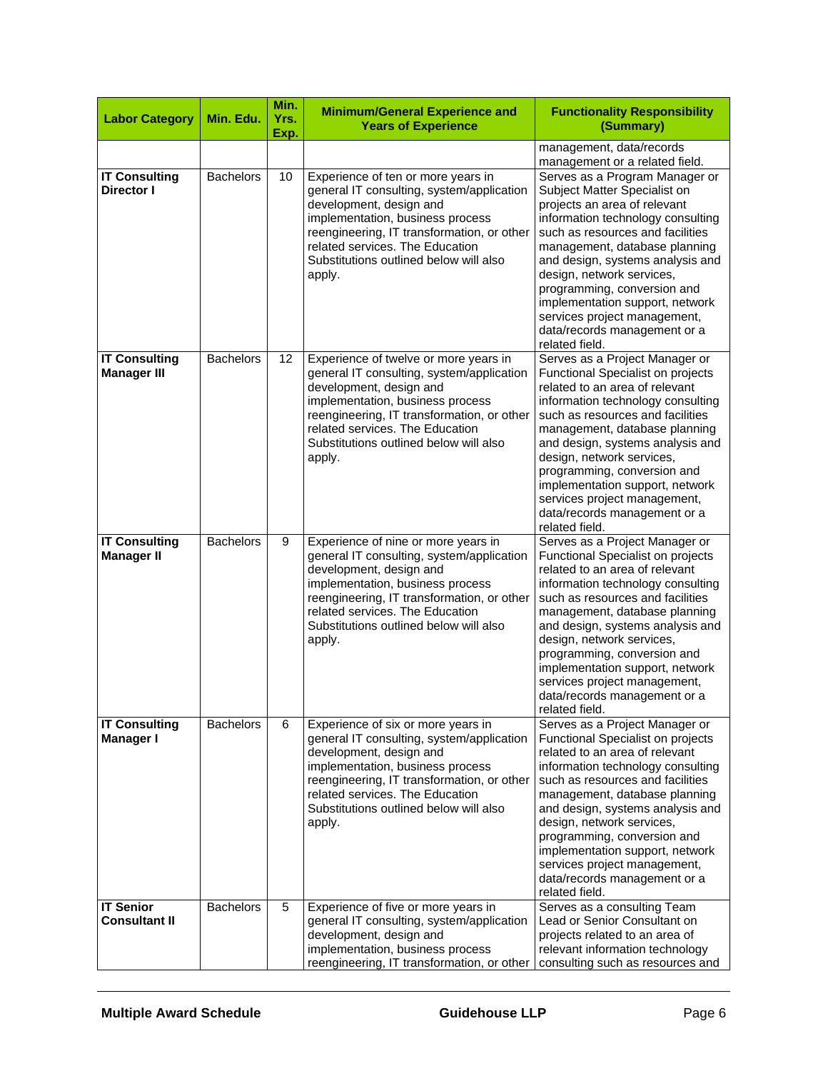| Labor Category | Min. Edu. | Min. Yrs. Exp. | Minimum/General Experience and Years of Experience | Functionality Responsibility (Summary) |
|---|---|---|---|---|
| | | | | management, data/records management or a related field. |
| **IT Consulting Director I** | Bachelors | 10 | Experience of ten or more years in general IT consulting, system/application development, design and implementation, business process reengineering, IT transformation, or other related services. The Education Substitutions outlined below will also apply. | Serves as a Program Manager or Subject Matter Specialist on projects an area of relevant information technology consulting such as resources and facilities management, database planning and design, systems analysis and design, network services, programming, conversion and implementation support, network services project management, data/records management or a related field. |
| **IT Consulting Manager III** | Bachelors | 12 | Experience of twelve or more years in general IT consulting, system/application development, design and implementation, business process reengineering, IT transformation, or other related services. The Education Substitutions outlined below will also apply. | Serves as a Project Manager or Functional Specialist on projects related to an area of relevant information technology consulting such as resources and facilities management, database planning and design, systems analysis and design, network services, programming, conversion and implementation support, network services project management, data/records management or a related field. |
| **IT Consulting Manager II** | Bachelors | 9 | Experience of nine or more years in general IT consulting, system/application development, design and implementation, business process reengineering, IT transformation, or other related services. The Education Substitutions outlined below will also apply. | Serves as a Project Manager or Functional Specialist on projects related to an area of relevant information technology consulting such as resources and facilities management, database planning and design, systems analysis and design, network services, programming, conversion and implementation support, network services project management, data/records management or a related field. |
| **IT Consulting Manager I** | Bachelors | 6 | Experience of six or more years in general IT consulting, system/application development, design and implementation, business process reengineering, IT transformation, or other related services. The Education Substitutions outlined below will also apply. | Serves as a Project Manager or Functional Specialist on projects related to an area of relevant information technology consulting such as resources and facilities management, database planning and design, systems analysis and design, network services, programming, conversion and implementation support, network services project management, data/records management or a related field. |
| **IT Senior Consultant II** | Bachelors | 5 | Experience of five or more years in general IT consulting, system/application development, design and implementation, business process reengineering, IT transformation, or other | Serves as a consulting Team Lead or Senior Consultant on projects related to an area of relevant information technology consulting such as resources and |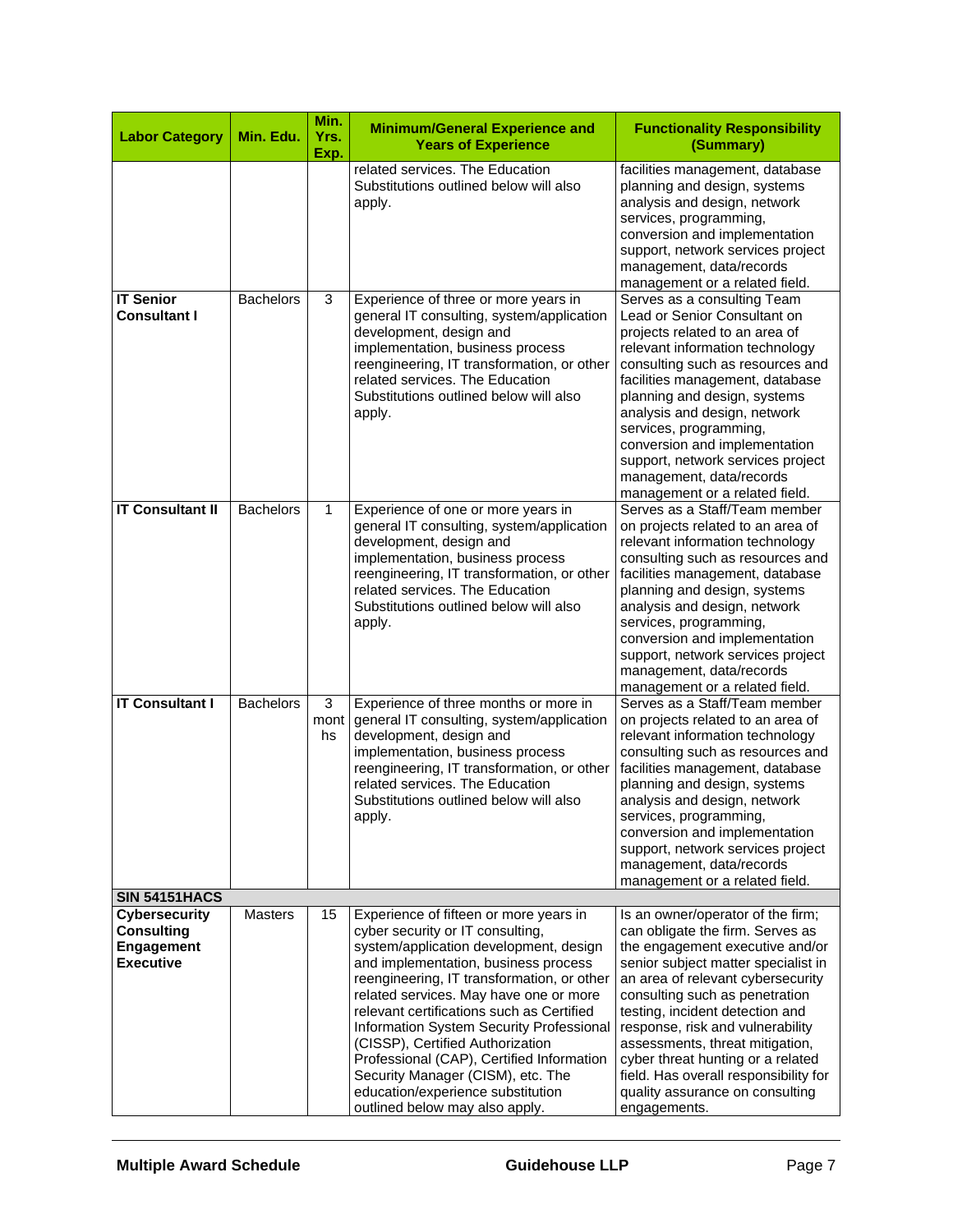| Labor Category | Min. Edu. | Min. Yrs. Exp. | Minimum/General Experience and Years of Experience | Functionality Responsibility (Summary) |
|---|---|---|---|---|
| | | | related services. The Education Substitutions outlined below will also apply. | facilities management, database planning and design, systems analysis and design, network services, programming, conversion and implementation support, network services project management, data/records management or a related field. |
| **IT Senior Consultant I** | Bachelors | 3 | Experience of three or more years in general IT consulting, system/application development, design and implementation, business process reengineering, IT transformation, or other related services. The Education Substitutions outlined below will also apply. | Serves as a consulting Team Lead or Senior Consultant on projects related to an area of relevant information technology consulting such as resources and facilities management, database planning and design, systems analysis and design, network services, programming, conversion and implementation support, network services project management, data/records management or a related field. |
| **IT Consultant II** | Bachelors | 1 | Experience of one or more years in general IT consulting, system/application development, design and implementation, business process reengineering, IT transformation, or other related services. The Education Substitutions outlined below will also apply. | Serves as a Staff/Team member on projects related to an area of relevant information technology consulting such as resources and facilities management, database planning and design, systems analysis and design, network services, programming, conversion and implementation support, network services project management, data/records management or a related field. |
| **IT Consultant I** | Bachelors | 3 months | Experience of three months or more in general IT consulting, system/application development, design and implementation, business process reengineering, IT transformation, or other related services. The Education Substitutions outlined below will also apply. | Serves as a Staff/Team member on projects related to an area of relevant information technology consulting such as resources and facilities management, database planning and design, systems analysis and design, network services, programming, conversion and implementation support, network services project management, data/records management or a related field. |
| **SIN 54151HACS** | | | | |
| **Cybersecurity Consulting Engagement Executive** | Masters | 15 | Experience of fifteen or more years in cyber security or IT consulting, system/application development, design and implementation, business process reengineering, IT transformation, or other related services. May have one or more relevant certifications such as Certified Information System Security Professional (CISSP), Certified Authorization Professional (CAP), Certified Information Security Manager (CISM), etc. The education/experience substitution outlined below may also apply. | Is an owner/operator of the firm; can obligate the firm. Serves as the engagement executive and/or senior subject matter specialist in an area of relevant cybersecurity consulting such as penetration testing, incident detection and response, risk and vulnerability assessments, threat mitigation, cyber threat hunting or a related field. Has overall responsibility for quality assurance on consulting engagements. |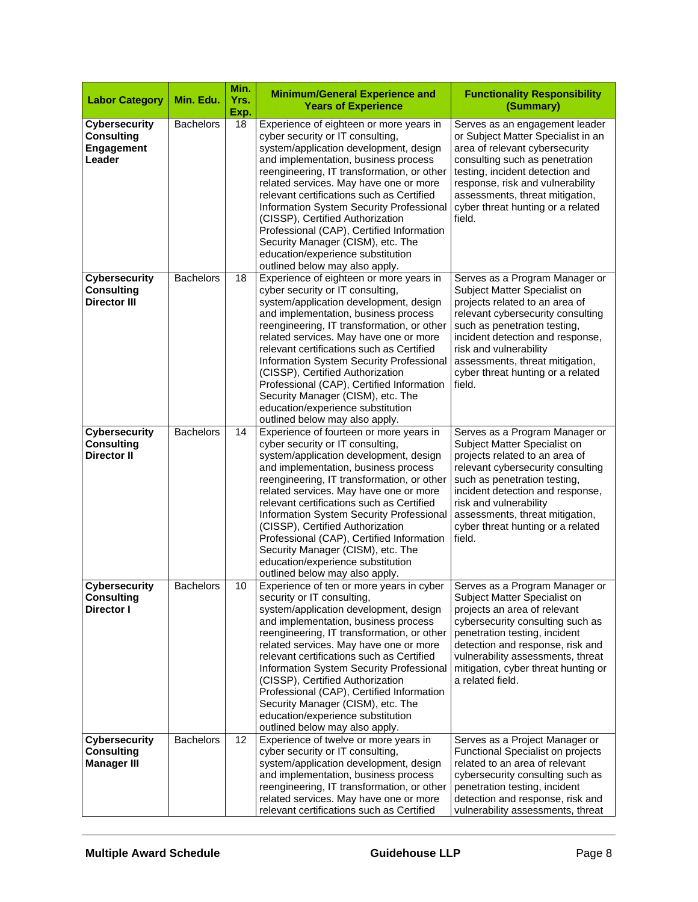| Labor Category | Min. Edu. | Min. Yrs. Exp. | Minimum/General Experience and Years of Experience | Functionality Responsibility (Summary) |
|---|---|---|---|---|
| **Cybersecurity Consulting Engagement Leader** | Bachelors | 18 | Experience of eighteen or more years in cyber security or IT consulting, system/application development, design and implementation, business process reengineering, IT transformation, or other related services. May have one or more relevant certifications such as Certified Information System Security Professional (CISSP), Certified Authorization Professional (CAP), Certified Information Security Manager (CISM), etc. The education/experience substitution outlined below may also apply. | Serves as an engagement leader or Subject Matter Specialist in an area of relevant cybersecurity consulting such as penetration testing, incident detection and response, risk and vulnerability assessments, threat mitigation, cyber threat hunting or a related field. |
| **Cybersecurity Consulting Director III** | Bachelors | 18 | Experience of eighteen or more years in cyber security or IT consulting, system/application development, design and implementation, business process reengineering, IT transformation, or other related services. May have one or more relevant certifications such as Certified Information System Security Professional (CISSP), Certified Authorization Professional (CAP), Certified Information Security Manager (CISM), etc. The education/experience substitution outlined below may also apply. | Serves as a Program Manager or Subject Matter Specialist on projects related to an area of relevant cybersecurity consulting such as penetration testing, incident detection and response, risk and vulnerability assessments, threat mitigation, cyber threat hunting or a related field. |
| **Cybersecurity Consulting Director II** | Bachelors | 14 | Experience of fourteen or more years in cyber security or IT consulting, system/application development, design and implementation, business process reengineering, IT transformation, or other related services. May have one or more relevant certifications such as Certified Information System Security Professional (CISSP), Certified Authorization Professional (CAP), Certified Information Security Manager (CISM), etc. The education/experience substitution outlined below may also apply. | Serves as a Program Manager or Subject Matter Specialist on projects related to an area of relevant cybersecurity consulting such as penetration testing, incident detection and response, risk and vulnerability assessments, threat mitigation, cyber threat hunting or a related field. |
| **Cybersecurity Consulting Director I** | Bachelors | 10 | Experience of ten or more years in cyber security or IT consulting, system/application development, design and implementation, business process reengineering, IT transformation, or other related services. May have one or more relevant certifications such as Certified Information System Security Professional (CISSP), Certified Authorization Professional (CAP), Certified Information Security Manager (CISM), etc. The education/experience substitution outlined below may also apply. | Serves as a Program Manager or Subject Matter Specialist on projects an area of relevant cybersecurity consulting such as penetration testing, incident detection and response, risk and vulnerability assessments, threat mitigation, cyber threat hunting or a related field. |
| **Cybersecurity Consulting Manager III** | Bachelors | 12 | Experience of twelve or more years in cyber security or IT consulting, system/application development, design and implementation, business process reengineering, IT transformation, or other related services. May have one or more relevant certifications such as Certified | Serves as a Project Manager or Functional Specialist on projects related to an area of relevant cybersecurity consulting such as penetration testing, incident detection and response, risk and vulnerability assessments, threat |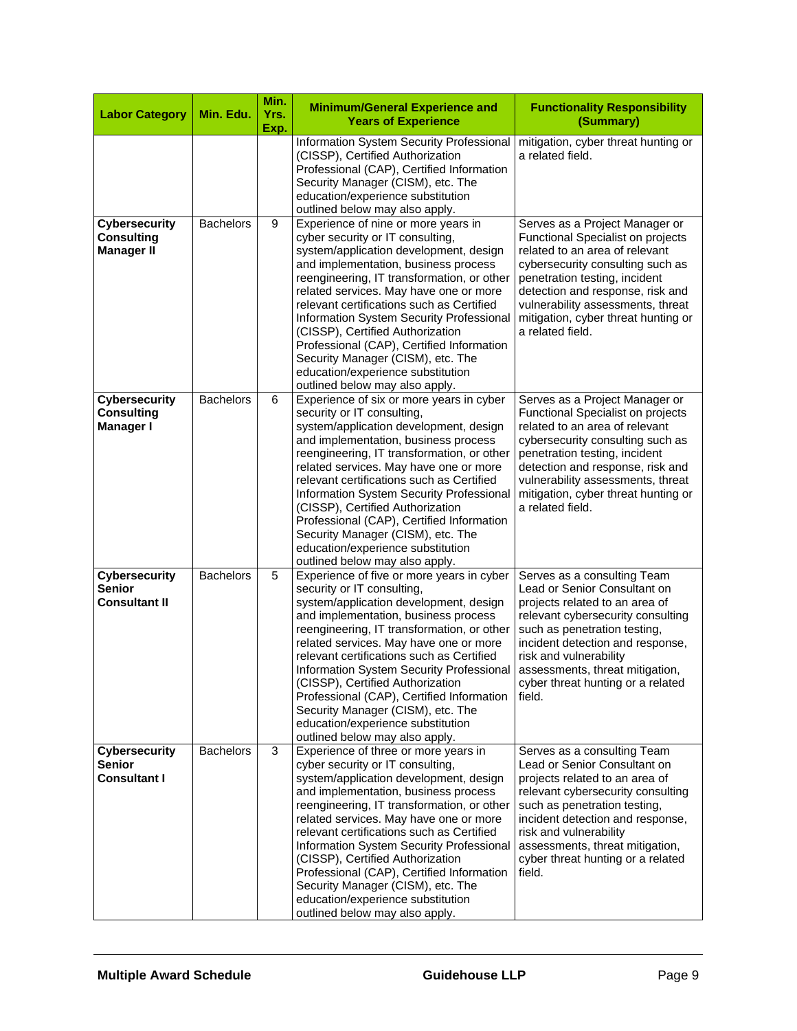| Labor Category | Min. Edu. | Min. Yrs. Exp. | Minimum/General Experience and Years of Experience | Functionality Responsibility (Summary) |
|---|---|---|---|---|
| | | | Information System Security Professional (CISSP), Certified Authorization Professional (CAP), Certified Information Security Manager (CISM), etc. The education/experience substitution outlined below may also apply. | mitigation, cyber threat hunting or a related field. |
| **Cybersecurity Consulting Manager II** | Bachelors | 9 | Experience of nine or more years in cyber security or IT consulting, system/application development, design and implementation, business process reengineering, IT transformation, or other related services. May have one or more relevant certifications such as Certified Information System Security Professional (CISSP), Certified Authorization Professional (CAP), Certified Information Security Manager (CISM), etc. The education/experience substitution outlined below may also apply. | Serves as a Project Manager or Functional Specialist on projects related to an area of relevant cybersecurity consulting such as penetration testing, incident detection and response, risk and vulnerability assessments, threat mitigation, cyber threat hunting or a related field. |
| **Cybersecurity Consulting Manager I** | Bachelors | 6 | Experience of six or more years in cyber security or IT consulting, system/application development, design and implementation, business process reengineering, IT transformation, or other related services. May have one or more relevant certifications such as Certified Information System Security Professional (CISSP), Certified Authorization Professional (CAP), Certified Information Security Manager (CISM), etc. The education/experience substitution outlined below may also apply. | Serves as a Project Manager or Functional Specialist on projects related to an area of relevant cybersecurity consulting such as penetration testing, incident detection and response, risk and vulnerability assessments, threat mitigation, cyber threat hunting or a related field. |
| **Cybersecurity Senior Consultant II** | Bachelors | 5 | Experience of five or more years in cyber security or IT consulting, system/application development, design and implementation, business process reengineering, IT transformation, or other related services. May have one or more relevant certifications such as Certified Information System Security Professional (CISSP), Certified Authorization Professional (CAP), Certified Information Security Manager (CISM), etc. The education/experience substitution outlined below may also apply. | Serves as a consulting Team Lead or Senior Consultant on projects related to an area of relevant cybersecurity consulting such as penetration testing, incident detection and response, risk and vulnerability assessments, threat mitigation, cyber threat hunting or a related field. |
| **Cybersecurity Senior Consultant I** | Bachelors | 3 | Experience of three or more years in cyber security or IT consulting, system/application development, design and implementation, business process reengineering, IT transformation, or other related services. May have one or more relevant certifications such as Certified Information System Security Professional (CISSP), Certified Authorization Professional (CAP), Certified Information Security Manager (CISM), etc. The education/experience substitution outlined below may also apply. | Serves as a consulting Team Lead or Senior Consultant on projects related to an area of relevant cybersecurity consulting such as penetration testing, incident detection and response, risk and vulnerability assessments, threat mitigation, cyber threat hunting or a related field. |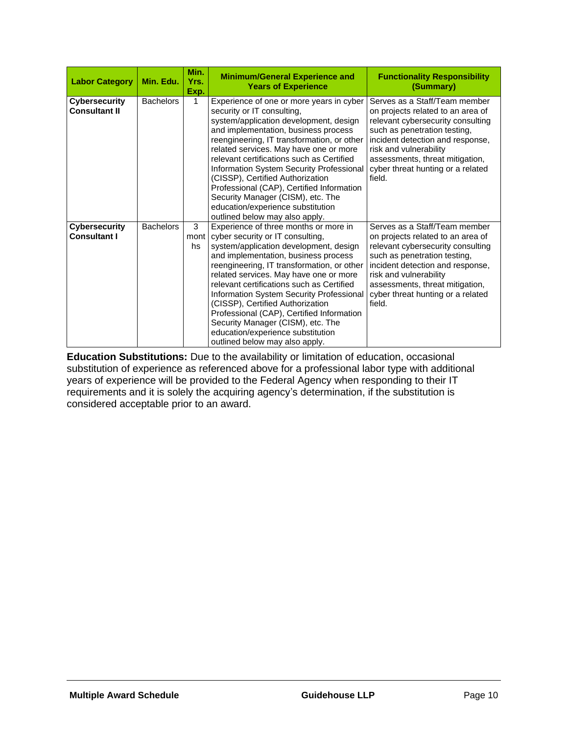| Labor Category | Min. Edu. | Min. Yrs. Exp. | Minimum/General Experience and Years of Experience | Functionality Responsibility (Summary) |
|---|---|---|---|---|
| **Cybersecurity Consultant II** | Bachelors | 1 | Experience of one or more years in cyber security or IT consulting, system/application development, design and implementation, business process reengineering, IT transformation, or other related services. May have one or more relevant certifications such as Certified Information System Security Professional (CISSP), Certified Authorization Professional (CAP), Certified Information Security Manager (CISM), etc. The education/experience substitution outlined below may also apply. | Serves as a Staff/Team member on projects related to an area of relevant cybersecurity consulting such as penetration testing, incident detection and response, risk and vulnerability assessments, threat mitigation, cyber threat hunting or a related field. |
| **Cybersecurity Consultant I** | Bachelors | 3 months | Experience of three months or more in cyber security or IT consulting, system/application development, design and implementation, business process reengineering, IT transformation, or other related services. May have one or more relevant certifications such as Certified Information System Security Professional (CISSP), Certified Authorization Professional (CAP), Certified Information Security Manager (CISM), etc. The education/experience substitution outlined below may also apply. | Serves as a Staff/Team member on projects related to an area of relevant cybersecurity consulting such as penetration testing, incident detection and response, risk and vulnerability assessments, threat mitigation, cyber threat hunting or a related field. |

**Education Substitutions:** Due to the availability or limitation of education, occasional substitution of experience as referenced above for a professional labor type with additional years of experience will be provided to the Federal Agency when responding to their IT requirements and it is solely the acquiring agency's determination, if the substitution is considered acceptable prior to an award.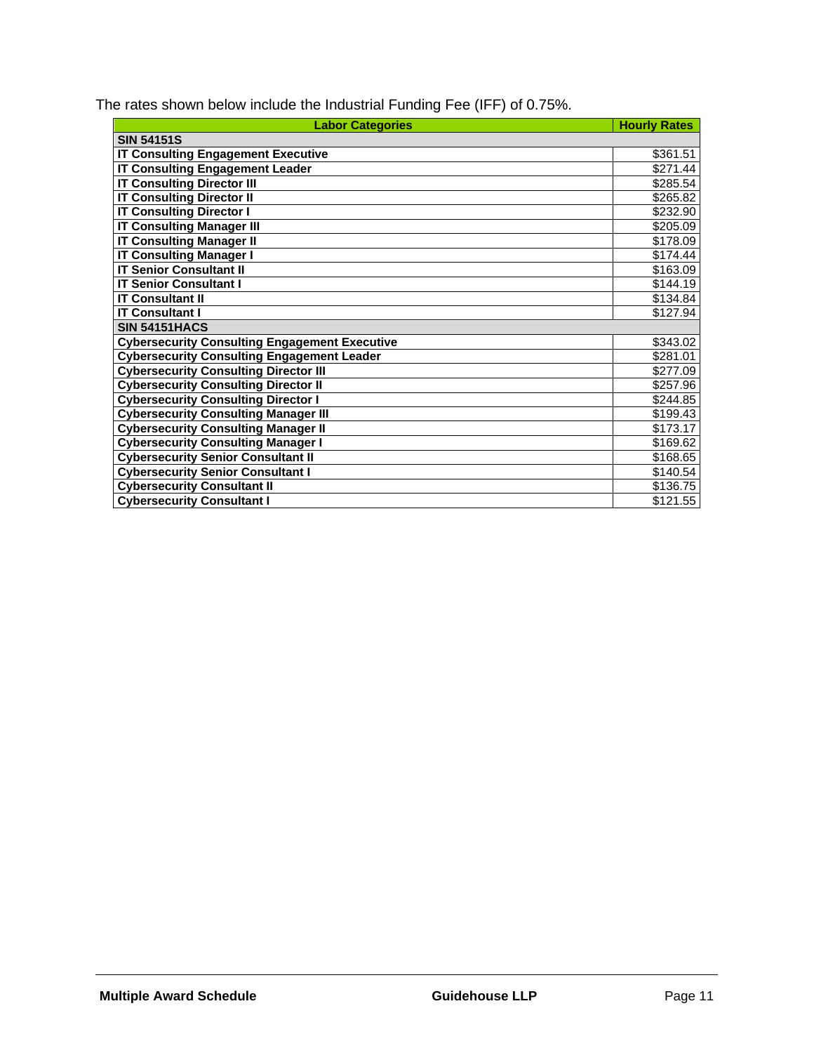The rates shown below include the Industrial Funding Fee (IFF) of 0.75%.

| Labor Categories | Hourly Rates |
| --- | --- |
| **SIN 54151S** | |
| **IT Consulting Engagement Executive** | $361.51 |
| **IT Consulting Engagement Leader** | $271.44 |
| **IT Consulting Director III** | $285.54 |
| **IT Consulting Director II** | $265.82 |
| **IT Consulting Director I** | $232.90 |
| **IT Consulting Manager III** | $205.09 |
| **IT Consulting Manager II** | $178.09 |
| **IT Consulting Manager I** | $174.44 |
| **IT Senior Consultant II** | $163.09 |
| **IT Senior Consultant I** | $144.19 |
| **IT Consultant II** | $134.84 |
| **IT Consultant I** | $127.94 |
| **SIN 54151HACS** | |
| **Cybersecurity Consulting Engagement Executive** | $343.02 |
| **Cybersecurity Consulting Engagement Leader** | $281.01 |
| **Cybersecurity Consulting Director III** | $277.09 |
| **Cybersecurity Consulting Director II** | $257.96 |
| **Cybersecurity Consulting Director I** | $244.85 |
| **Cybersecurity Consulting Manager III** | $199.43 |
| **Cybersecurity Consulting Manager II** | $173.17 |
| **Cybersecurity Consulting Manager I** | $169.62 |
| **Cybersecurity Senior Consultant II** | $168.65 |
| **Cybersecurity Senior Consultant I** | $140.54 |
| **Cybersecurity Consultant II** | $136.75 |
| **Cybersecurity Consultant I** | $121.55 |